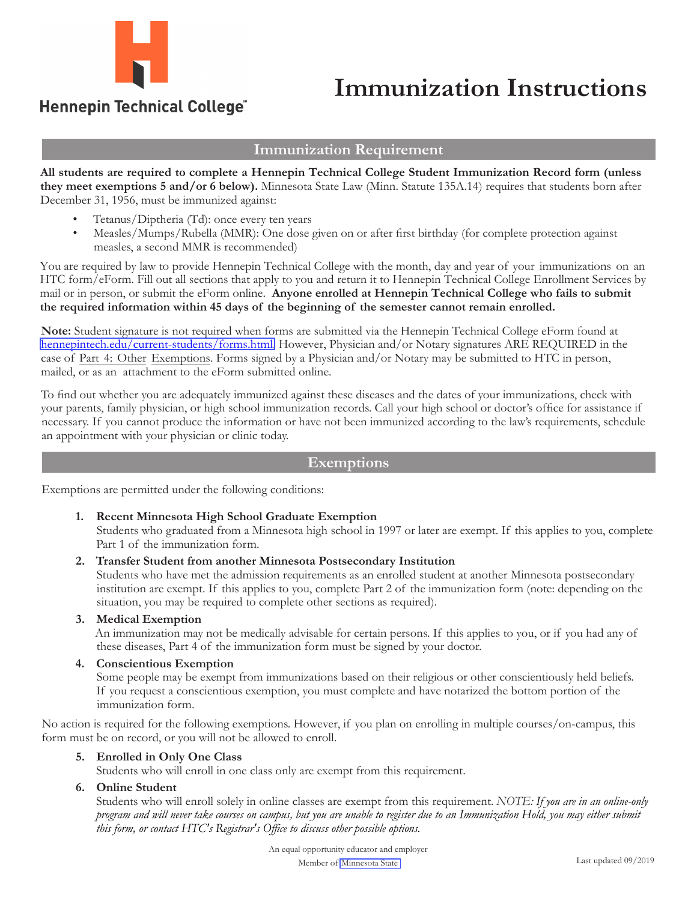Hennepin Technical College™

# Immunization Instructions

## Immunization Requirement

**All students are required to complete a Hennepin Technical College Student Immunization Record form (unless they meet exemptions 5 and/or 6 below).** Minnesota State Law (Minn. Statute 135A.14) requires that students born after December 31, 1956, must be immunized against:

- Tetanus/Diptheria (Td): once every ten years
- Measles/Mumps/Rubella (MMR): One dose given on or after first birthday (for complete protection against measles, a second MMR is recommended)

You are required by law to provide Hennepin Technical College with the month, day and year of your immunizations on an HTC form/eForm. Fill out all sections that apply to you and return it to Hennepin Technical College Enrollment Services by mail or in person, or submit the eForm online. **Anyone enrolled at Hennepin Technical College who fails to submit the required information within 45 days of the beginning of the semester cannot remain enrolled.**

**Note:** Student signature is not required when forms are submitted via the Hennepin Technical College eForm found at hennepintech.edu/current-students/forms.html. However, Physician and/or Notary signatures ARE REQUIRED in the case of Part 4: Other Exemptions. Forms signed by a Physician and/or Notary may be submitted to HTC in person, mailed, or as an attachment to the eForm submitted online.

To find out whether you are adequately immunized against these diseases and the dates of your immunizations, check with your parents, family physician, or high school immunization records. Call your high school or doctor's office for assistance if necessary. If you cannot produce the information or have not been immunized according to the law's requirements, schedule an appointment with your physician or clinic today.

## Exemptions

Exemptions are permitted under the following conditions:

1. **Recent Minnesota High School Graduate Exemption**
   Students who graduated from a Minnesota high school in 1997 or later are exempt. If this applies to you, complete Part 1 of the immunization form.
2. **Transfer Student from another Minnesota Postsecondary Institution**
   Students who have met the admission requirements as an enrolled student at another Minnesota postsecondary institution are exempt. If this applies to you, complete Part 2 of the immunization form (note: depending on the situation, you may be required to complete other sections as required).
3. **Medical Exemption**
   An immunization may not be medically advisable for certain persons. If this applies to you, or if you had any of these diseases, Part 4 of the immunization form must be signed by your doctor.
4. **Conscientious Exemption**
   Some people may be exempt from immunizations based on their religious or other conscientiously held beliefs. If you request a conscientious exemption, you must complete and have notarized the bottom portion of the immunization form.

No action is required for the following exemptions. However, if you plan on enrolling in multiple courses/on-campus, this form must be on record, or you will not be allowed to enroll.

5. **Enrolled in Only One Class**
   Students who will enroll in one class only are exempt from this requirement.
6. **Online Student**
   Students who will enroll solely in online classes are exempt from this requirement. *NOTE: If you are in an online-only program and will never take courses on campus, but you are unable to register due to an Immunization Hold, you may either submit this form, or contact HTC's Registrar's Office to discuss other possible options.*

An equal opportunity educator and employer

Member of Minnesota State

Last updated 09/2019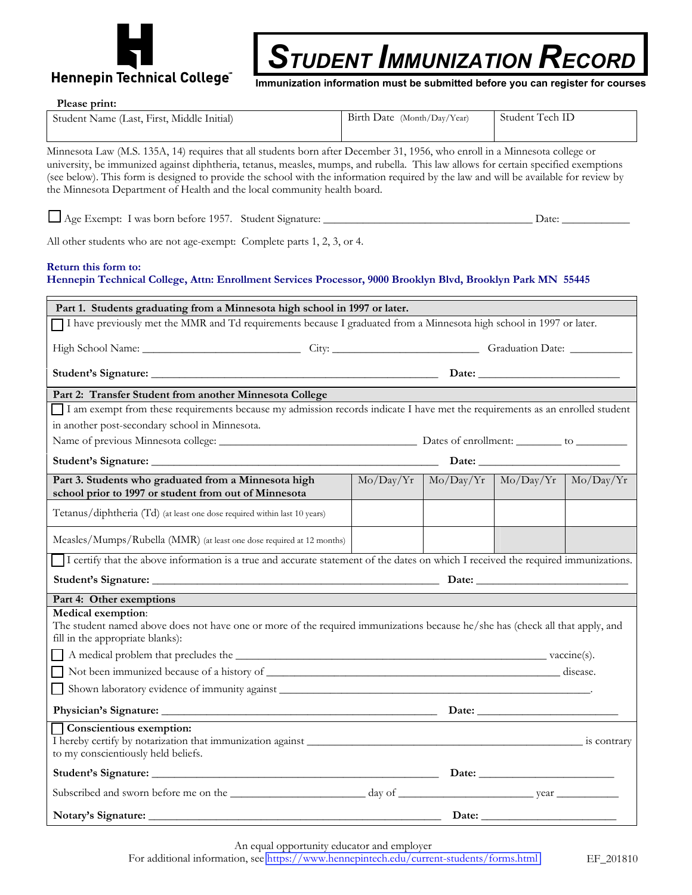Hennepin Technical College

# STUDENT IMMUNIZATION RECORD

**Immunization information must be submitted before you can register for courses**

**Please print:**

| Student Name (Last, First, Middle Initial) | Birth Date (Month/Day/Year) | Student Tech ID |
|---|---|---|
| | | |

Minnesota Law (M.S. 135A, 14) requires that all students born after December 31, 1956, who enroll in a Minnesota college or university, be immunized against diphtheria, tetanus, measles, mumps, and rubella. This law allows for certain specified exemptions (see below). This form is designed to provide the school with the information required by the law and will be available for review by the Minnesota Department of Health and the local community health board.

☐ Age Exempt: I was born before 1957. Student Signature: ______________________ Date: __________

All other students who are not age-exempt: Complete parts 1, 2, 3, or 4.

**Return this form to:**
**Hennepin Technical College, Attn: Enrollment Services Processor, 9000 Brooklyn Blvd, Brooklyn Park MN 55445**

**Part 1. Students graduating from a Minnesota high school in 1997 or later.**

☐ I have previously met the MMR and Td requirements because I graduated from a Minnesota high school in 1997 or later.

High School Name: ______________________ City: ______________________ Graduation Date: __________

**Student's Signature:** ______________________ **Date:** ______________________

**Part 2: Transfer Student from another Minnesota College**

☐ I am exempt from these requirements because my admission records indicate I have met the requirements as an enrolled student in another post-secondary school in Minnesota.

Name of previous Minnesota college: ______________________ Dates of enrollment: ________ to ________

**Student's Signature:** ______________________ **Date:** ______________________

| **Part 3. Students who graduated from a Minnesota high school prior to 1997 or student from out of Minnesota** | Mo/Day/Yr | Mo/Day/Yr | Mo/Day/Yr | Mo/Day/Yr |
|---|---|---|---|---|
| Tetanus/diphtheria (Td) (at least one dose required within last 10 years) | | | | |
| Measles/Mumps/Rubella (MMR) (at least one dose required at 12 months) | | | | |

☐ I certify that the above information is a true and accurate statement of the dates on which I received the required immunizations.

**Student's Signature:** ______________________ **Date:** ______________________

**Part 4: Other exemptions**

**Medical exemption**:
The student named above does not have one or more of the required immunizations because he/she has (check all that apply, and fill in the appropriate blanks):

☐ A medical problem that precludes the ______________________ vaccine(s).

☐ Not been immunized because of a history of ______________________ disease.

☐ Shown laboratory evidence of immunity against ______________________.

**Physician's Signature:** ______________________ **Date:** ______________________

☐ **Conscientious exemption:**
I hereby certify by notarization that immunization against ______________________ is contrary to my conscientiously held beliefs.

**Student's Signature:** ______________________ **Date:** ______________________

Subscribed and sworn before me on the ______________ day of ______________ year __________

**Notary's Signature:** ______________________ **Date:** ______________________

An equal opportunity educator and employer
For additional information, see https://www.hennepintech.edu/current-students/forms.html EF_201810